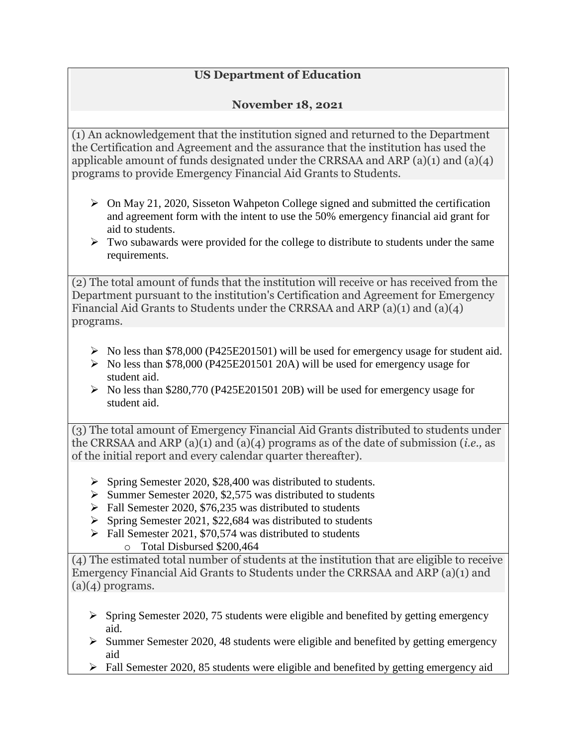**US Department of Education**

**November 18, 2021**

(1) An acknowledgement that the institution signed and returned to the Department the Certification and Agreement and the assurance that the institution has used the applicable amount of funds designated under the CRRSAA and ARP (a)(1) and (a)(4) programs to provide Emergency Financial Aid Grants to Students.

- On May 21, 2020, Sisseton Wahpeton College signed and submitted the certification and agreement form with the intent to use the 50% emergency financial aid grant for aid to students.
- Two subawards were provided for the college to distribute to students under the same requirements.

(2) The total amount of funds that the institution will receive or has received from the Department pursuant to the institution's Certification and Agreement for Emergency Financial Aid Grants to Students under the CRRSAA and ARP (a)(1) and (a)(4) programs.

- No less than $78,000 (P425E201501) will be used for emergency usage for student aid.
- No less than $78,000 (P425E201501 20A) will be used for emergency usage for student aid.
- No less than $280,770 (P425E201501 20B) will be used for emergency usage for student aid.

(3) The total amount of Emergency Financial Aid Grants distributed to students under the CRRSAA and ARP (a)(1) and (a)(4) programs as of the date of submission (*i.e.,* as of the initial report and every calendar quarter thereafter).

- Spring Semester 2020, $28,400 was distributed to students.
- Summer Semester 2020, $2,575 was distributed to students
- Fall Semester 2020, $76,235 was distributed to students
- Spring Semester 2021, $22,684 was distributed to students
- Fall Semester 2021, $70,574 was distributed to students
  - Total Disbursed $200,464

(4) The estimated total number of students at the institution that are eligible to receive Emergency Financial Aid Grants to Students under the CRRSAA and ARP (a)(1) and (a)(4) programs.

- Spring Semester 2020, 75 students were eligible and benefited by getting emergency aid.
- Summer Semester 2020, 48 students were eligible and benefited by getting emergency aid
- Fall Semester 2020, 85 students were eligible and benefited by getting emergency aid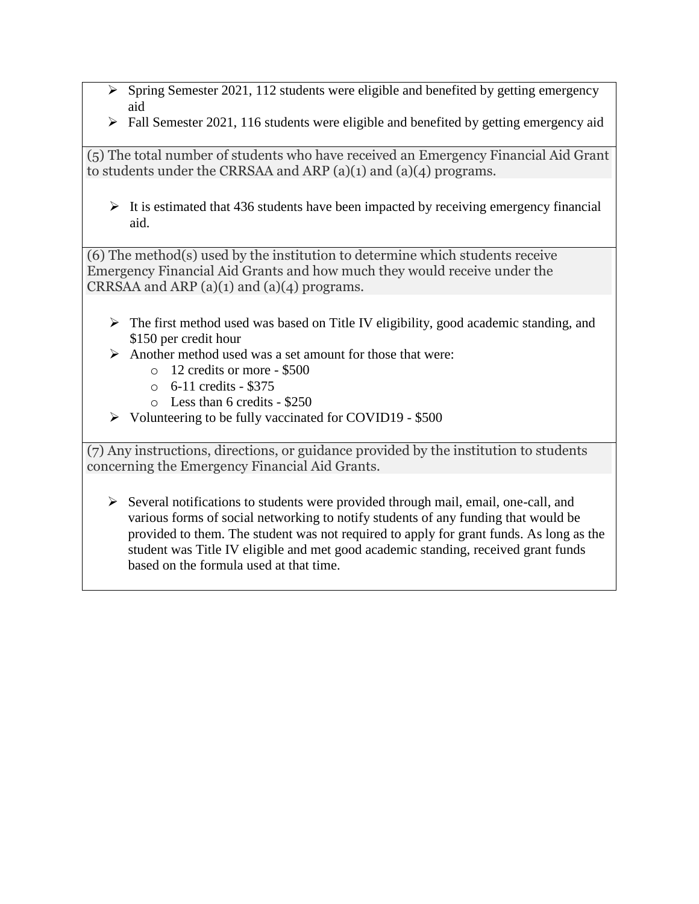- Spring Semester 2021, 112 students were eligible and benefited by getting emergency aid
- Fall Semester 2021, 116 students were eligible and benefited by getting emergency aid

(5) The total number of students who have received an Emergency Financial Aid Grant to students under the CRRSAA and ARP (a)(1) and (a)(4) programs.

- It is estimated that 436 students have been impacted by receiving emergency financial aid.

(6) The method(s) used by the institution to determine which students receive Emergency Financial Aid Grants and how much they would receive under the CRRSAA and ARP (a)(1) and (a)(4) programs.

- The first method used was based on Title IV eligibility, good academic standing, and $150 per credit hour
- Another method used was a set amount for those that were:
  - 12 credits or more - $500
  - 6-11 credits - $375
  - Less than 6 credits - $250
- Volunteering to be fully vaccinated for COVID19 - $500

(7) Any instructions, directions, or guidance provided by the institution to students concerning the Emergency Financial Aid Grants.

- Several notifications to students were provided through mail, email, one-call, and various forms of social networking to notify students of any funding that would be provided to them. The student was not required to apply for grant funds. As long as the student was Title IV eligible and met good academic standing, received grant funds based on the formula used at that time.